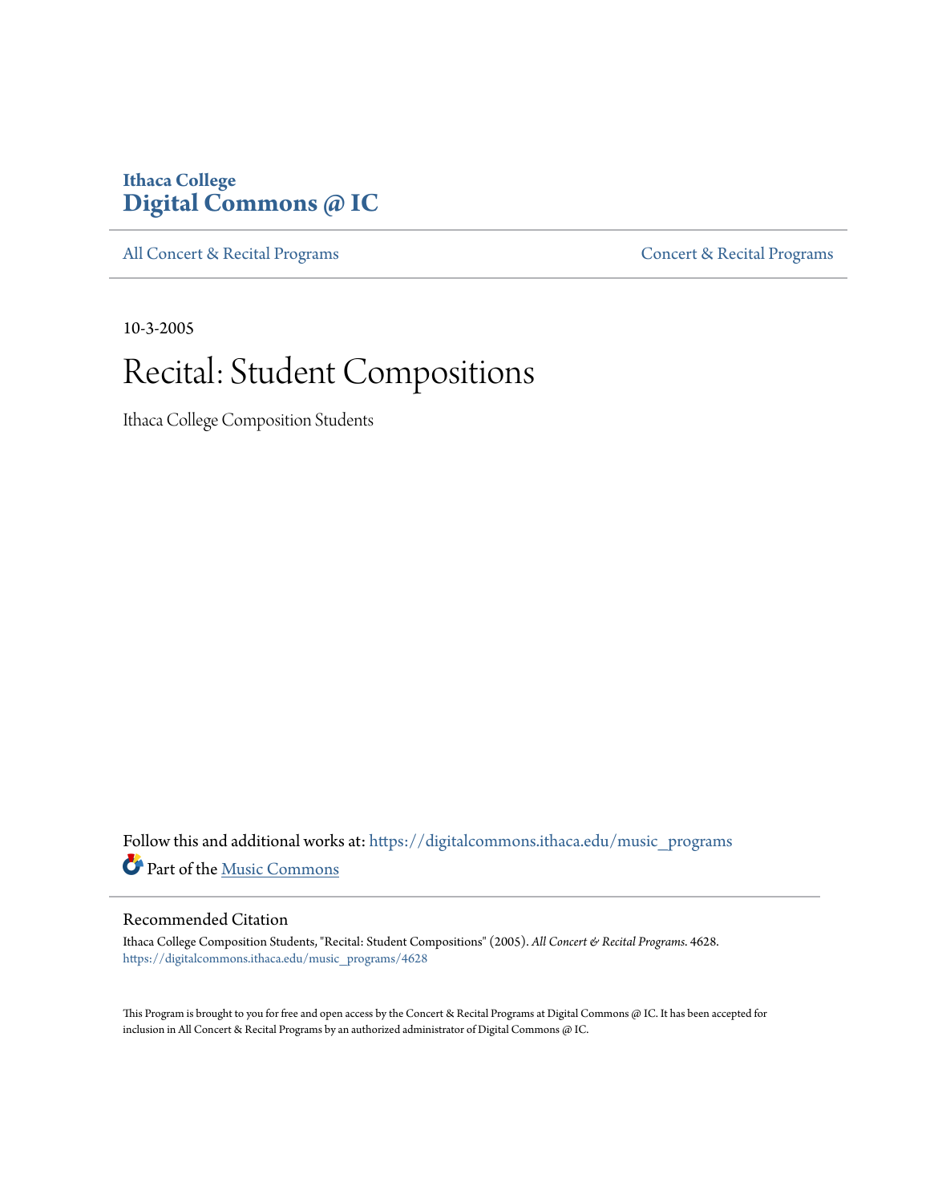Ithaca College
# Digital Commons @ IC

All Concert & Recital Programs | Concert & Recital Programs

10-3-2005

# Recital: Student Compositions

Ithaca College Composition Students

Follow this and additional works at: https://digitalcommons.ithaca.edu/music_programs

Part of the Music Commons

## Recommended Citation

Ithaca College Composition Students, "Recital: Student Compositions" (2005). *All Concert & Recital Programs*. 4628.
https://digitalcommons.ithaca.edu/music_programs/4628

This Program is brought to you for free and open access by the Concert & Recital Programs at Digital Commons @ IC. It has been accepted for inclusion in All Concert & Recital Programs by an authorized administrator of Digital Commons @ IC.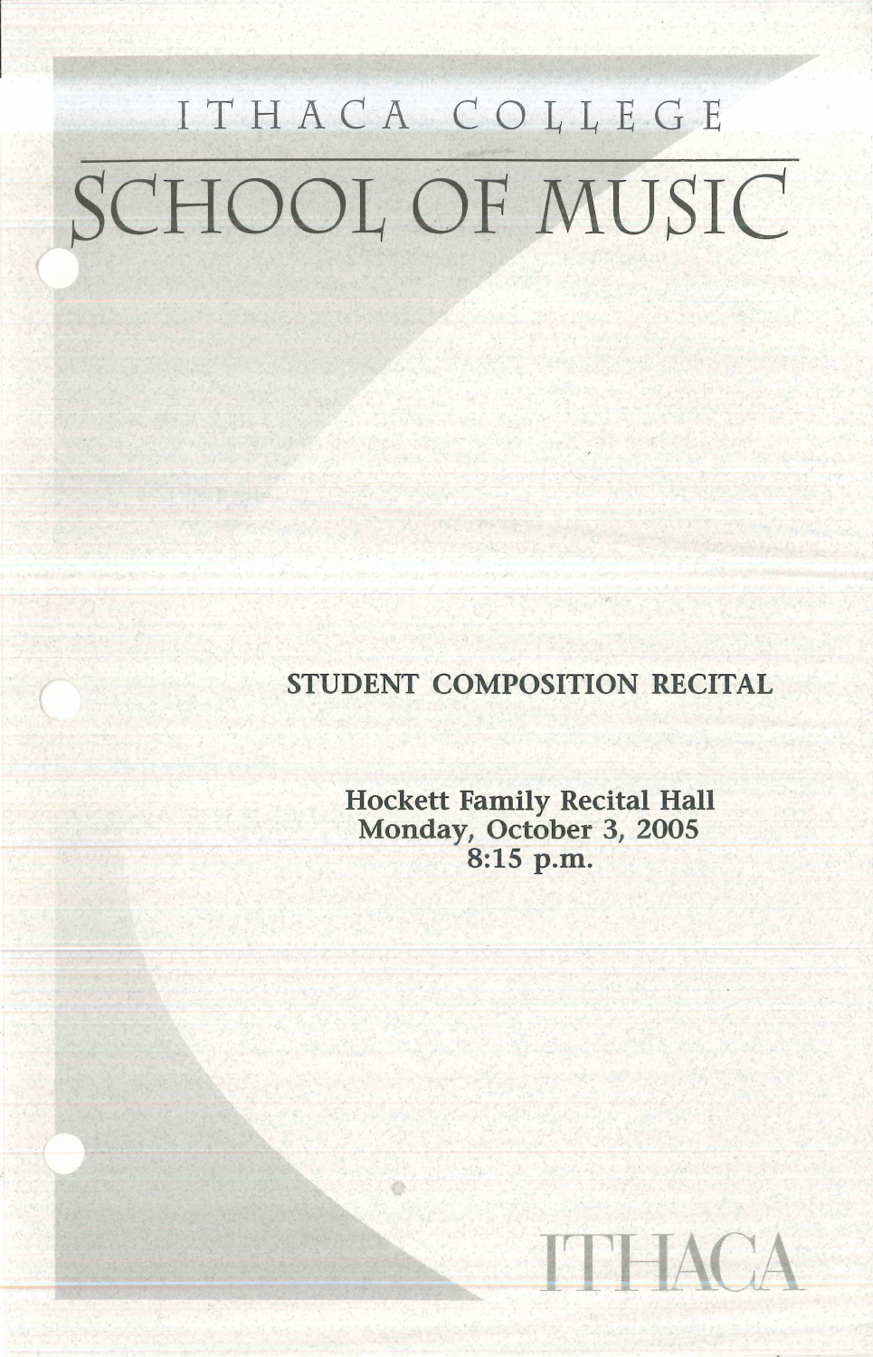# ITHACA COLLEGE

# SCHOOL OF MUSIC

**STUDENT COMPOSITION RECITAL**

**Hockett Family Recital Hall**
**Monday, October 3, 2005**
**8:15 p.m.**

ITHACA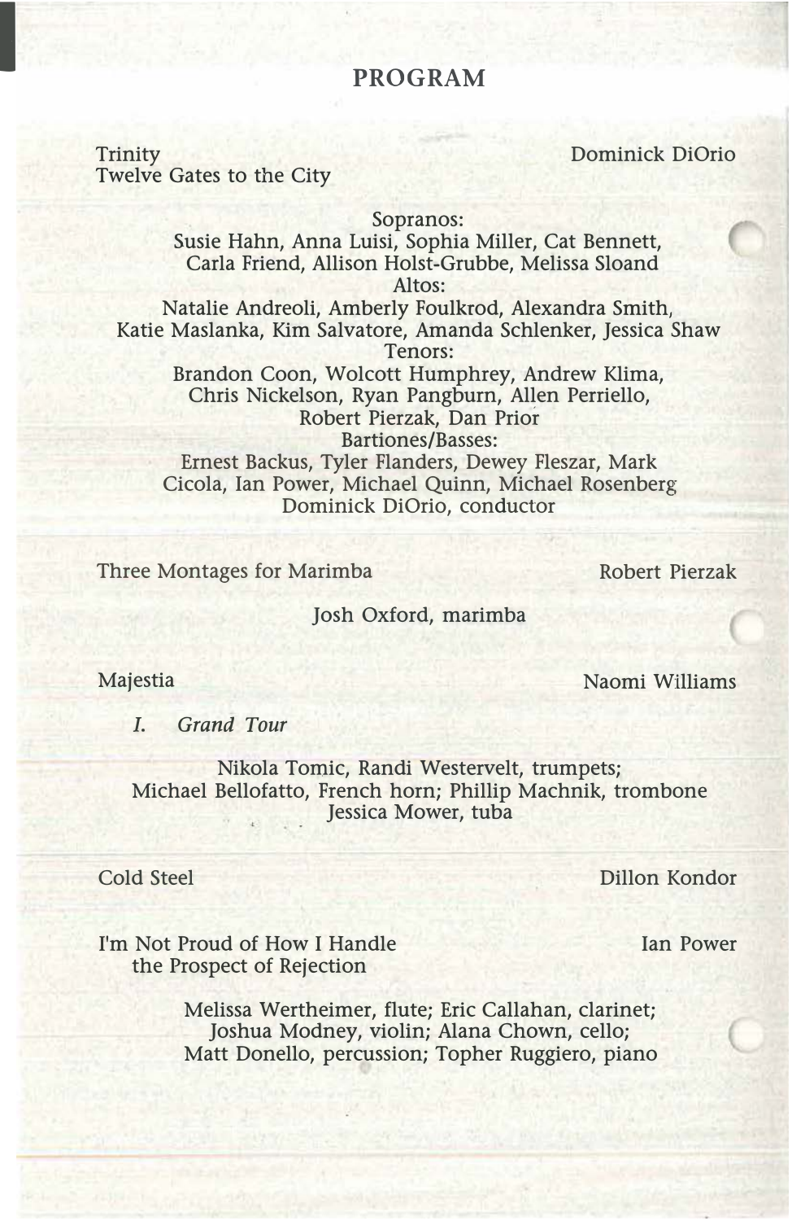# PROGRAM

Trinity
Twelve Gates to the City — Dominick DiOrio

Sopranos:
Susie Hahn, Anna Luisi, Sophia Miller, Cat Bennett,
Carla Friend, Allison Holst-Grubbe, Melissa Sloand
Altos:
Natalie Andreoli, Amberly Foulkrod, Alexandra Smith,
Katie Maslanka, Kim Salvatore, Amanda Schlenker, Jessica Shaw
Tenors:
Brandon Coon, Wolcott Humphrey, Andrew Klima,
Chris Nickelson, Ryan Pangburn, Allen Perriello,
Robert Pierzak, Dan Prior
Bartiones/Basses:
Ernest Backus, Tyler Flanders, Dewey Fleszar, Mark
Cicola, Ian Power, Michael Quinn, Michael Rosenberg
Dominick DiOrio, conductor

Three Montages for Marimba — Robert Pierzak

Josh Oxford, marimba

Majestia — Naomi Williams

*I. Grand Tour*

Nikola Tomic, Randi Westervelt, trumpets;
Michael Bellofatto, French horn; Phillip Machnik, trombone
Jessica Mower, tuba

Cold Steel — Dillon Kondor

I'm Not Proud of How I Handle the Prospect of Rejection — Ian Power

Melissa Wertheimer, flute; Eric Callahan, clarinet;
Joshua Modney, violin; Alana Chown, cello;
Matt Donello, percussion; Topher Ruggiero, piano